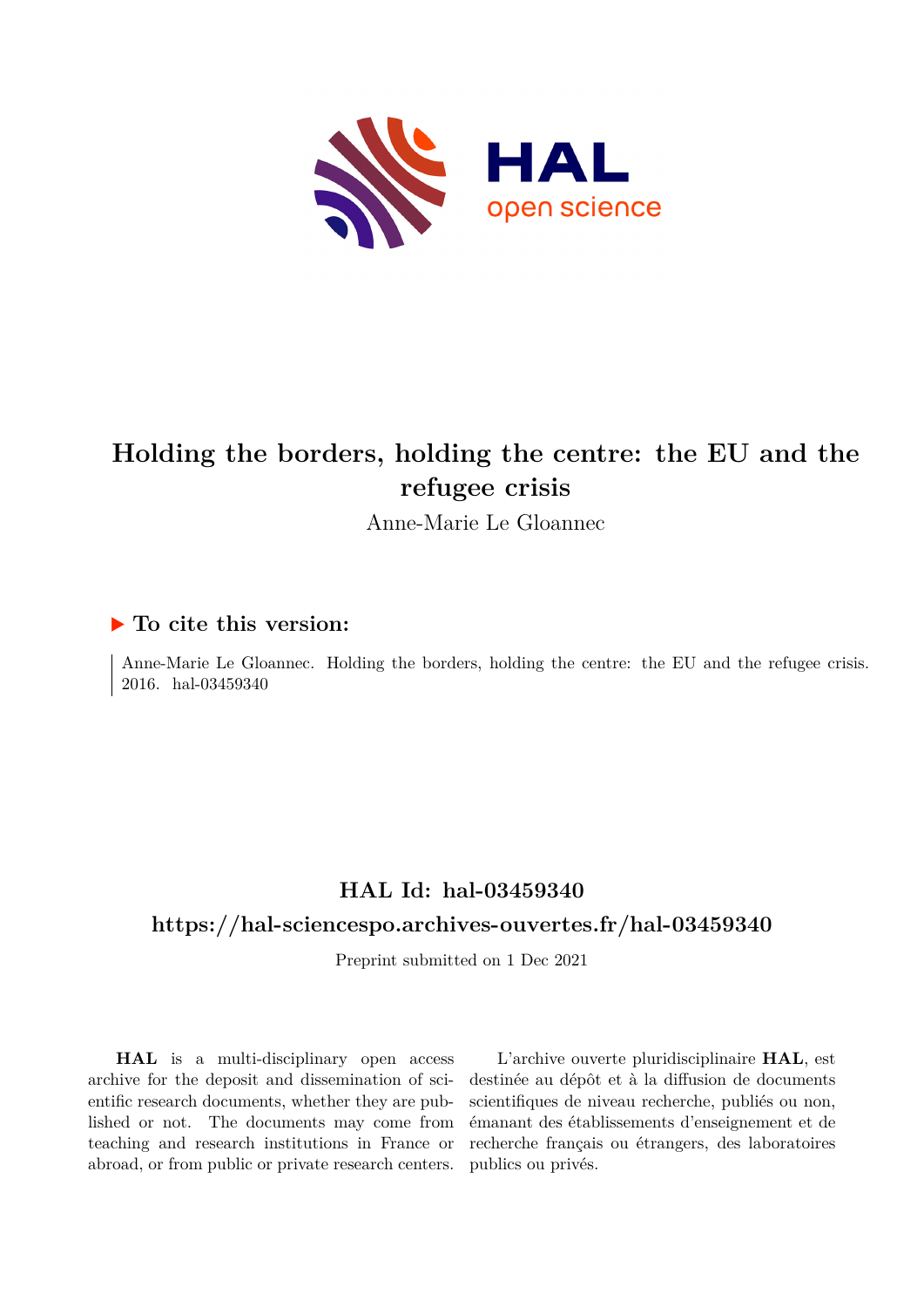# Holding the borders, holding the centre: the EU and the refugee crisis

Anne-Marie Le Gloannec

## ▶ To cite this version:

Anne-Marie Le Gloannec. Holding the borders, holding the centre: the EU and the refugee crisis. 2016. hal-03459340

## HAL Id: hal-03459340

## https://hal-sciencespo.archives-ouvertes.fr/hal-03459340

Preprint submitted on 1 Dec 2021

**HAL** is a multi-disciplinary open access archive for the deposit and dissemination of scientific research documents, whether they are published or not. The documents may come from teaching and research institutions in France or abroad, or from public or private research centers.

L'archive ouverte pluridisciplinaire **HAL**, est destinée au dépôt et à la diffusion de documents scientifiques de niveau recherche, publiés ou non, émanant des établissements d'enseignement et de recherche français ou étrangers, des laboratoires publics ou privés.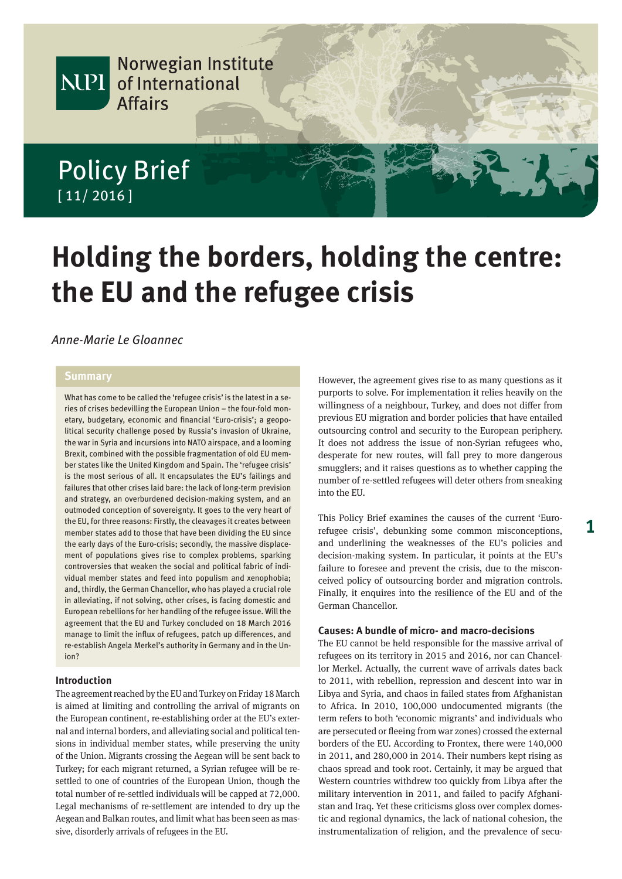# Holding the borders, holding the centre: the EU and the refugee crisis

*Anne-Marie Le Gloannec*

## Summary

What has come to be called the 'refugee crisis' is the latest in a series of crises bedevilling the European Union – the four-fold monetary, budgetary, economic and financial 'Euro-crisis'; a geopolitical security challenge posed by Russia's invasion of Ukraine, the war in Syria and incursions into NATO airspace, and a looming Brexit, combined with the possible fragmentation of old EU member states like the United Kingdom and Spain. The 'refugee crisis' is the most serious of all. It encapsulates the EU's failings and failures that other crises laid bare: the lack of long-term prevision and strategy, an overburdened decision-making system, and an outmoded conception of sovereignty. It goes to the very heart of the EU, for three reasons: Firstly, the cleavages it creates between member states add to those that have been dividing the EU since the early days of the Euro-crisis; secondly, the massive displacement of populations gives rise to complex problems, sparking controversies that weaken the social and political fabric of individual member states and feed into populism and xenophobia; and, thirdly, the German Chancellor, who has played a crucial role in alleviating, if not solving, other crises, is facing domestic and European rebellions for her handling of the refugee issue. Will the agreement that the EU and Turkey concluded on 18 March 2016 manage to limit the influx of refugees, patch up differences, and re-establish Angela Merkel's authority in Germany and in the Union?

### Introduction

The agreement reached by the EU and Turkey on Friday 18 March is aimed at limiting and controlling the arrival of migrants on the European continent, re-establishing order at the EU's external and internal borders, and alleviating social and political tensions in individual member states, while preserving the unity of the Union. Migrants crossing the Aegean will be sent back to Turkey; for each migrant returned, a Syrian refugee will be re-settled to one of countries of the European Union, though the total number of re-settled individuals will be capped at 72,000. Legal mechanisms of re-settlement are intended to dry up the Aegean and Balkan routes, and limit what has been seen as massive, disorderly arrivals of refugees in the EU.

However, the agreement gives rise to as many questions as it purports to solve. For implementation it relies heavily on the willingness of a neighbour, Turkey, and does not differ from previous EU migration and border policies that have entailed outsourcing control and security to the European periphery. It does not address the issue of non-Syrian refugees who, desperate for new routes, will fall prey to more dangerous smugglers; and it raises questions as to whether capping the number of re-settled refugees will deter others from sneaking into the EU.

This Policy Brief examines the causes of the current 'Euro-refugee crisis', debunking some common misconceptions, and underlining the weaknesses of the EU's policies and decision-making system. In particular, it points at the EU's failure to foresee and prevent the crisis, due to the misconceived policy of outsourcing border and migration controls. Finally, it enquires into the resilience of the EU and of the German Chancellor.

### Causes: A bundle of micro- and macro-decisions

The EU cannot be held responsible for the massive arrival of refugees on its territory in 2015 and 2016, nor can Chancellor Merkel. Actually, the current wave of arrivals dates back to 2011, with rebellion, repression and descent into war in Libya and Syria, and chaos in failed states from Afghanistan to Africa. In 2010, 100,000 undocumented migrants (the term refers to both 'economic migrants' and individuals who are persecuted or fleeing from war zones) crossed the external borders of the EU. According to Frontex, there were 140,000 in 2011, and 280,000 in 2014. Their numbers kept rising as chaos spread and took root. Certainly, it may be argued that Western countries withdrew too quickly from Libya after the military intervention in 2011, and failed to pacify Afghanistan and Iraq. Yet these criticisms gloss over complex domestic and regional dynamics, the lack of national cohesion, the instrumentalization of religion, and the prevalence of secu-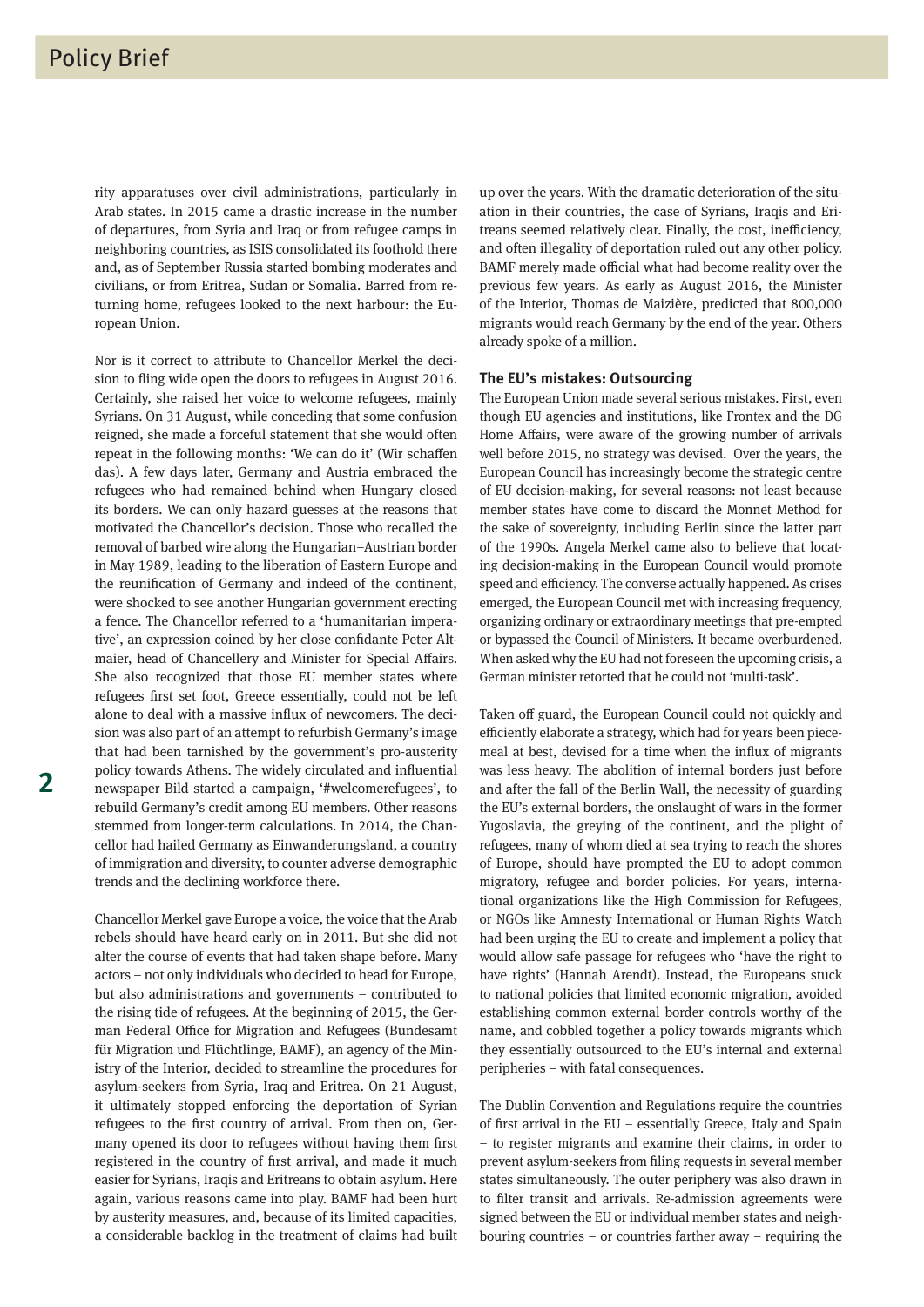rity apparatuses over civil administrations, particularly in Arab states. In 2015 came a drastic increase in the number of departures, from Syria and Iraq or from refugee camps in neighboring countries, as ISIS consolidated its foothold there and, as of September Russia started bombing moderates and civilians, or from Eritrea, Sudan or Somalia. Barred from returning home, refugees looked to the next harbour: the European Union.

Nor is it correct to attribute to Chancellor Merkel the decision to fling wide open the doors to refugees in August 2016. Certainly, she raised her voice to welcome refugees, mainly Syrians. On 31 August, while conceding that some confusion reigned, she made a forceful statement that she would often repeat in the following months: 'We can do it' (Wir schaffen das). A few days later, Germany and Austria embraced the refugees who had remained behind when Hungary closed its borders. We can only hazard guesses at the reasons that motivated the Chancellor's decision. Those who recalled the removal of barbed wire along the Hungarian–Austrian border in May 1989, leading to the liberation of Eastern Europe and the reunification of Germany and indeed of the continent, were shocked to see another Hungarian government erecting a fence. The Chancellor referred to a 'humanitarian imperative', an expression coined by her close confidante Peter Altmaier, head of Chancellery and Minister for Special Affairs. She also recognized that those EU member states where refugees first set foot, Greece essentially, could not be left alone to deal with a massive influx of newcomers. The decision was also part of an attempt to refurbish Germany's image that had been tarnished by the government's pro-austerity policy towards Athens. The widely circulated and influential newspaper Bild started a campaign, '#welcomerefugees', to rebuild Germany's credit among EU members. Other reasons stemmed from longer-term calculations. In 2014, the Chancellor had hailed Germany as Einwanderungsland, a country of immigration and diversity, to counter adverse demographic trends and the declining workforce there.

Chancellor Merkel gave Europe a voice, the voice that the Arab rebels should have heard early on in 2011. But she did not alter the course of events that had taken shape before. Many actors – not only individuals who decided to head for Europe, but also administrations and governments – contributed to the rising tide of refugees. At the beginning of 2015, the German Federal Office for Migration and Refugees (Bundesamt für Migration und Flüchtlinge, BAMF), an agency of the Ministry of the Interior, decided to streamline the procedures for asylum-seekers from Syria, Iraq and Eritrea. On 21 August, it ultimately stopped enforcing the deportation of Syrian refugees to the first country of arrival. From then on, Germany opened its door to refugees without having them first registered in the country of first arrival, and made it much easier for Syrians, Iraqis and Eritreans to obtain asylum. Here again, various reasons came into play. BAMF had been hurt by austerity measures, and, because of its limited capacities, a considerable backlog in the treatment of claims had built up over the years. With the dramatic deterioration of the situation in their countries, the case of Syrians, Iraqis and Eritreans seemed relatively clear. Finally, the cost, inefficiency, and often illegality of deportation ruled out any other policy. BAMF merely made official what had become reality over the previous few years. As early as August 2016, the Minister of the Interior, Thomas de Maizière, predicted that 800,000 migrants would reach Germany by the end of the year. Others already spoke of a million.

### The EU's mistakes: Outsourcing

The European Union made several serious mistakes. First, even though EU agencies and institutions, like Frontex and the DG Home Affairs, were aware of the growing number of arrivals well before 2015, no strategy was devised. Over the years, the European Council has increasingly become the strategic centre of EU decision-making, for several reasons: not least because member states have come to discard the Monnet Method for the sake of sovereignty, including Berlin since the latter part of the 1990s. Angela Merkel came also to believe that locating decision-making in the European Council would promote speed and efficiency. The converse actually happened. As crises emerged, the European Council met with increasing frequency, organizing ordinary or extraordinary meetings that pre-empted or bypassed the Council of Ministers. It became overburdened. When asked why the EU had not foreseen the upcoming crisis, a German minister retorted that he could not 'multi-task'.

Taken off guard, the European Council could not quickly and efficiently elaborate a strategy, which had for years been piecemeal at best, devised for a time when the influx of migrants was less heavy. The abolition of internal borders just before and after the fall of the Berlin Wall, the necessity of guarding the EU's external borders, the onslaught of wars in the former Yugoslavia, the greying of the continent, and the plight of refugees, many of whom died at sea trying to reach the shores of Europe, should have prompted the EU to adopt common migratory, refugee and border policies. For years, international organizations like the High Commission for Refugees, or NGOs like Amnesty International or Human Rights Watch had been urging the EU to create and implement a policy that would allow safe passage for refugees who 'have the right to have rights' (Hannah Arendt). Instead, the Europeans stuck to national policies that limited economic migration, avoided establishing common external border controls worthy of the name, and cobbled together a policy towards migrants which they essentially outsourced to the EU's internal and external peripheries – with fatal consequences.

The Dublin Convention and Regulations require the countries of first arrival in the EU – essentially Greece, Italy and Spain – to register migrants and examine their claims, in order to prevent asylum-seekers from filing requests in several member states simultaneously. The outer periphery was also drawn in to filter transit and arrivals. Re-admission agreements were signed between the EU or individual member states and neighbouring countries – or countries farther away – requiring the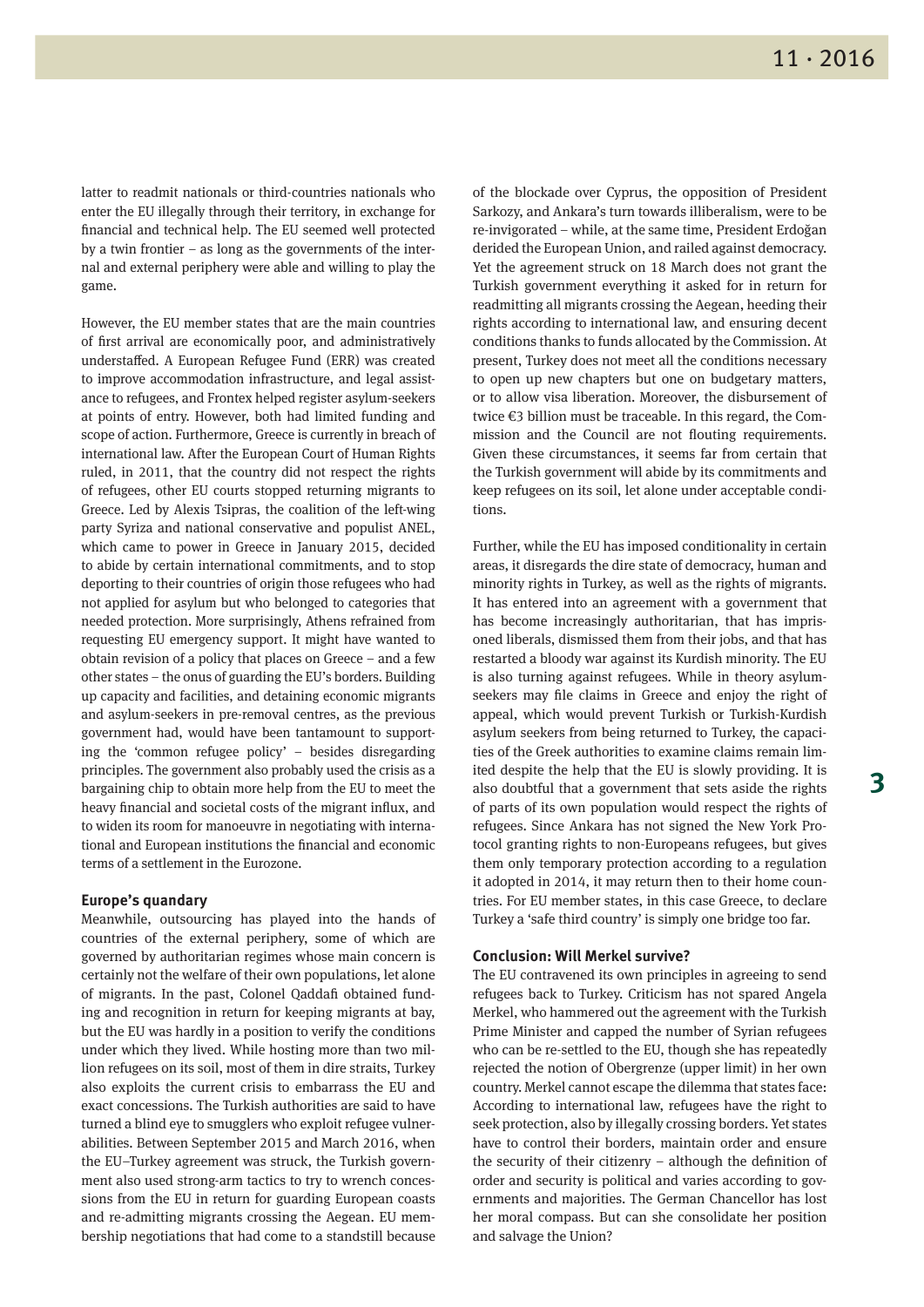latter to readmit nationals or third-countries nationals who enter the EU illegally through their territory, in exchange for financial and technical help. The EU seemed well protected by a twin frontier – as long as the governments of the internal and external periphery were able and willing to play the game.

However, the EU member states that are the main countries of first arrival are economically poor, and administratively understaffed. A European Refugee Fund (ERR) was created to improve accommodation infrastructure, and legal assistance to refugees, and Frontex helped register asylum-seekers at points of entry. However, both had limited funding and scope of action. Furthermore, Greece is currently in breach of international law. After the European Court of Human Rights ruled, in 2011, that the country did not respect the rights of refugees, other EU courts stopped returning migrants to Greece. Led by Alexis Tsipras, the coalition of the left-wing party Syriza and national conservative and populist ANEL, which came to power in Greece in January 2015, decided to abide by certain international commitments, and to stop deporting to their countries of origin those refugees who had not applied for asylum but who belonged to categories that needed protection. More surprisingly, Athens refrained from requesting EU emergency support. It might have wanted to obtain revision of a policy that places on Greece – and a few other states – the onus of guarding the EU's borders. Building up capacity and facilities, and detaining economic migrants and asylum-seekers in pre-removal centres, as the previous government had, would have been tantamount to supporting the 'common refugee policy' – besides disregarding principles. The government also probably used the crisis as a bargaining chip to obtain more help from the EU to meet the heavy financial and societal costs of the migrant influx, and to widen its room for manoeuvre in negotiating with international and European institutions the financial and economic terms of a settlement in the Eurozone.

### Europe's quandary

Meanwhile, outsourcing has played into the hands of countries of the external periphery, some of which are governed by authoritarian regimes whose main concern is certainly not the welfare of their own populations, let alone of migrants. In the past, Colonel Qaddafi obtained funding and recognition in return for keeping migrants at bay, but the EU was hardly in a position to verify the conditions under which they lived. While hosting more than two million refugees on its soil, most of them in dire straits, Turkey also exploits the current crisis to embarrass the EU and exact concessions. The Turkish authorities are said to have turned a blind eye to smugglers who exploit refugee vulnerabilities. Between September 2015 and March 2016, when the EU–Turkey agreement was struck, the Turkish government also used strong-arm tactics to try to wrench concessions from the EU in return for guarding European coasts and re-admitting migrants crossing the Aegean. EU membership negotiations that had come to a standstill because of the blockade over Cyprus, the opposition of President Sarkozy, and Ankara's turn towards illiberalism, were to be re-invigorated – while, at the same time, President Erdoğan derided the European Union, and railed against democracy. Yet the agreement struck on 18 March does not grant the Turkish government everything it asked for in return for readmitting all migrants crossing the Aegean, heeding their rights according to international law, and ensuring decent conditions thanks to funds allocated by the Commission. At present, Turkey does not meet all the conditions necessary to open up new chapters but one on budgetary matters, or to allow visa liberation. Moreover, the disbursement of twice €3 billion must be traceable. In this regard, the Commission and the Council are not flouting requirements. Given these circumstances, it seems far from certain that the Turkish government will abide by its commitments and keep refugees on its soil, let alone under acceptable conditions.

Further, while the EU has imposed conditionality in certain areas, it disregards the dire state of democracy, human and minority rights in Turkey, as well as the rights of migrants. It has entered into an agreement with a government that has become increasingly authoritarian, that has imprisoned liberals, dismissed them from their jobs, and that has restarted a bloody war against its Kurdish minority. The EU is also turning against refugees. While in theory asylum-seekers may file claims in Greece and enjoy the right of appeal, which would prevent Turkish or Turkish-Kurdish asylum seekers from being returned to Turkey, the capacities of the Greek authorities to examine claims remain limited despite the help that the EU is slowly providing. It is also doubtful that a government that sets aside the rights of parts of its own population would respect the rights of refugees. Since Ankara has not signed the New York Protocol granting rights to non-Europeans refugees, but gives them only temporary protection according to a regulation it adopted in 2014, it may return then to their home countries. For EU member states, in this case Greece, to declare Turkey a 'safe third country' is simply one bridge too far.

### Conclusion: Will Merkel survive?

The EU contravened its own principles in agreeing to send refugees back to Turkey. Criticism has not spared Angela Merkel, who hammered out the agreement with the Turkish Prime Minister and capped the number of Syrian refugees who can be re-settled to the EU, though she has repeatedly rejected the notion of Obergrenze (upper limit) in her own country. Merkel cannot escape the dilemma that states face: According to international law, refugees have the right to seek protection, also by illegally crossing borders. Yet states have to control their borders, maintain order and ensure the security of their citizenry – although the definition of order and security is political and varies according to governments and majorities. The German Chancellor has lost her moral compass. But can she consolidate her position and salvage the Union?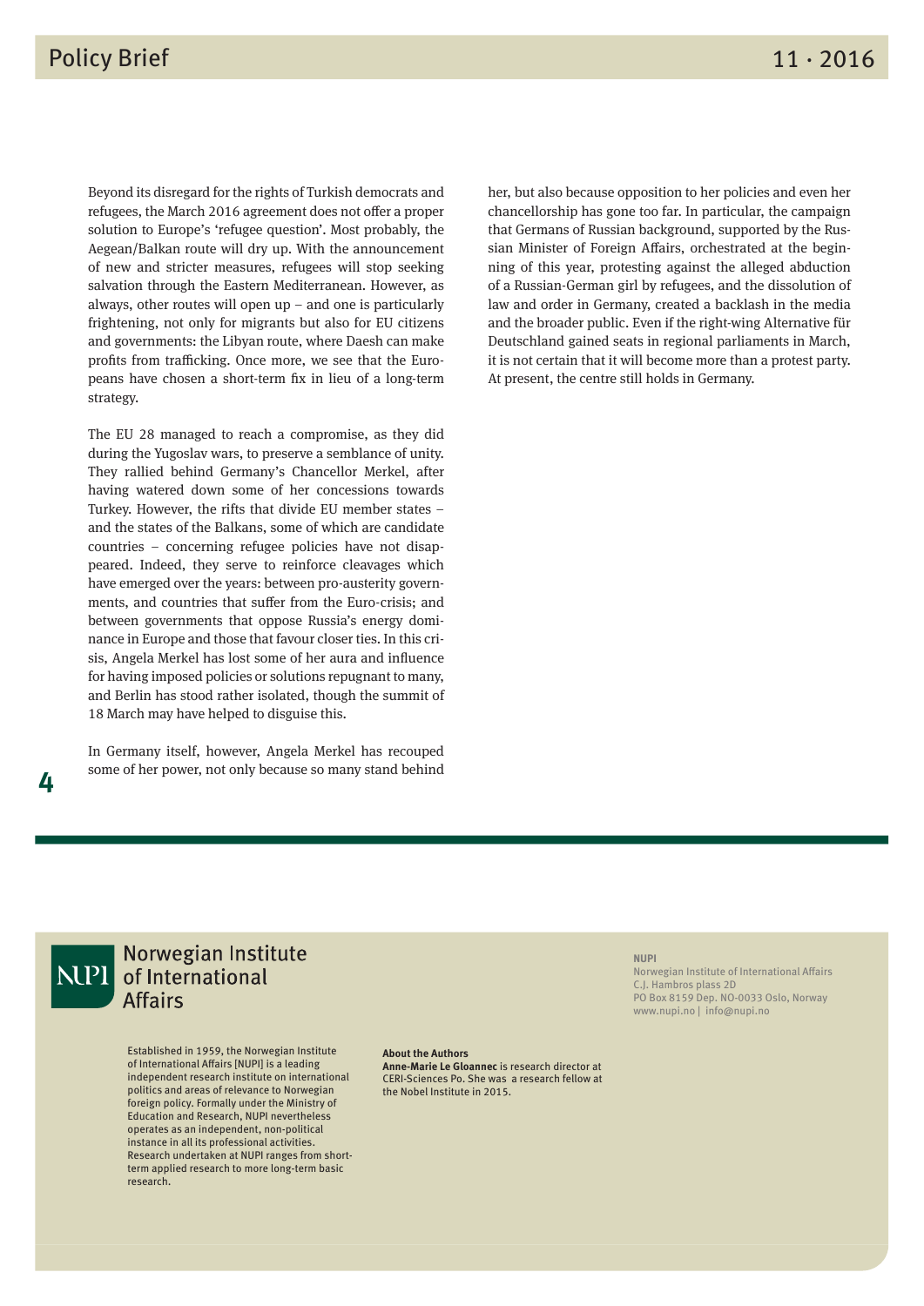Beyond its disregard for the rights of Turkish democrats and refugees, the March 2016 agreement does not offer a proper solution to Europe's 'refugee question'. Most probably, the Aegean/Balkan route will dry up. With the announcement of new and stricter measures, refugees will stop seeking salvation through the Eastern Mediterranean. However, as always, other routes will open up – and one is particularly frightening, not only for migrants but also for EU citizens and governments: the Libyan route, where Daesh can make profits from trafficking. Once more, we see that the Europeans have chosen a short-term fix in lieu of a long-term strategy.

The EU 28 managed to reach a compromise, as they did during the Yugoslav wars, to preserve a semblance of unity. They rallied behind Germany's Chancellor Merkel, after having watered down some of her concessions towards Turkey. However, the rifts that divide EU member states – and the states of the Balkans, some of which are candidate countries – concerning refugee policies have not disappeared. Indeed, they serve to reinforce cleavages which have emerged over the years: between pro-austerity governments, and countries that suffer from the Euro-crisis; and between governments that oppose Russia's energy dominance in Europe and those that favour closer ties. In this crisis, Angela Merkel has lost some of her aura and influence for having imposed policies or solutions repugnant to many, and Berlin has stood rather isolated, though the summit of 18 March may have helped to disguise this.

In Germany itself, however, Angela Merkel has recouped some of her power, not only because so many stand behind her, but also because opposition to her policies and even her chancellorship has gone too far. In particular, the campaign that Germans of Russian background, supported by the Russian Minister of Foreign Affairs, orchestrated at the beginning of this year, protesting against the alleged abduction of a Russian-German girl by refugees, and the dissolution of law and order in Germany, created a backlash in the media and the broader public. Even if the right-wing Alternative für Deutschland gained seats in regional parliaments in March, it is not certain that it will become more than a protest party. At present, the centre still holds in Germany.

NUPI Norwegian Institute of International Affairs

Established in 1959, the Norwegian Institute of International Affairs [NUPI] is a leading independent research institute on international politics and areas of relevance to Norwegian foreign policy. Formally under the Ministry of Education and Research, NUPI nevertheless operates as an independent, non-political instance in all its professional activities. Research undertaken at NUPI ranges from short-term applied research to more long-term basic research.

**About the Authors**
**Anne-Marie Le Gloannec** is research director at CERI-Sciences Po. She was a research fellow at the Nobel Institute in 2015.

**NUPI**
Norwegian Institute of International Affairs
C.J. Hambros plass 2D
PO Box 8159 Dep. NO-0033 Oslo, Norway
www.nupi.no | info@nupi.no